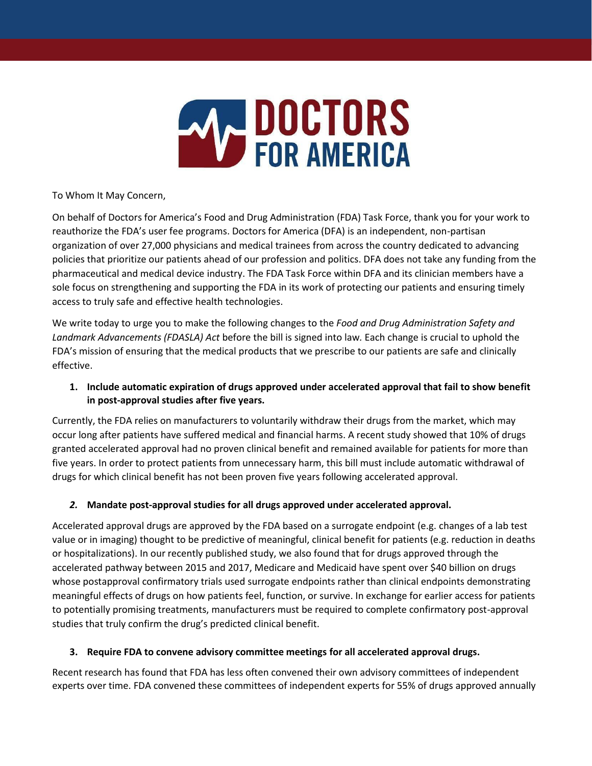# DOCTORS FOR AMERICA

To Whom It May Concern,

On behalf of Doctors for America's Food and Drug Administration (FDA) Task Force, thank you for your work to reauthorize the FDA's user fee programs. Doctors for America (DFA) is an independent, non-partisan organization of over 27,000 physicians and medical trainees from across the country dedicated to advancing policies that prioritize our patients ahead of our profession and politics. DFA does not take any funding from the pharmaceutical and medical device industry. The FDA Task Force within DFA and its clinician members have a sole focus on strengthening and supporting the FDA in its work of protecting our patients and ensuring timely access to truly safe and effective health technologies.

We write today to urge you to make the following changes to the *Food and Drug Administration Safety and Landmark Advancements (FDASLA) Act* before the bill is signed into law. Each change is crucial to uphold the FDA's mission of ensuring that the medical products that we prescribe to our patients are safe and clinically effective.

1. **Include automatic expiration of drugs approved under accelerated approval that fail to show benefit in post-approval studies after five years.**

Currently, the FDA relies on manufacturers to voluntarily withdraw their drugs from the market, which may occur long after patients have suffered medical and financial harms. A recent study showed that 10% of drugs granted accelerated approval had no proven clinical benefit and remained available for patients for more than five years. In order to protect patients from unnecessary harm, this bill must include automatic withdrawal of drugs for which clinical benefit has not been proven five years following accelerated approval.

2. **Mandate post-approval studies for all drugs approved under accelerated approval.**

Accelerated approval drugs are approved by the FDA based on a surrogate endpoint (e.g. changes of a lab test value or in imaging) thought to be predictive of meaningful, clinical benefit for patients (e.g. reduction in deaths or hospitalizations). In our recently published study, we also found that for drugs approved through the accelerated pathway between 2015 and 2017, Medicare and Medicaid have spent over $40 billion on drugs whose postapproval confirmatory trials used surrogate endpoints rather than clinical endpoints demonstrating meaningful effects of drugs on how patients feel, function, or survive. In exchange for earlier access for patients to potentially promising treatments, manufacturers must be required to complete confirmatory post-approval studies that truly confirm the drug's predicted clinical benefit.

3. **Require FDA to convene advisory committee meetings for all accelerated approval drugs.**

Recent research has found that FDA has less often convened their own advisory committees of independent experts over time. FDA convened these committees of independent experts for 55% of drugs approved annually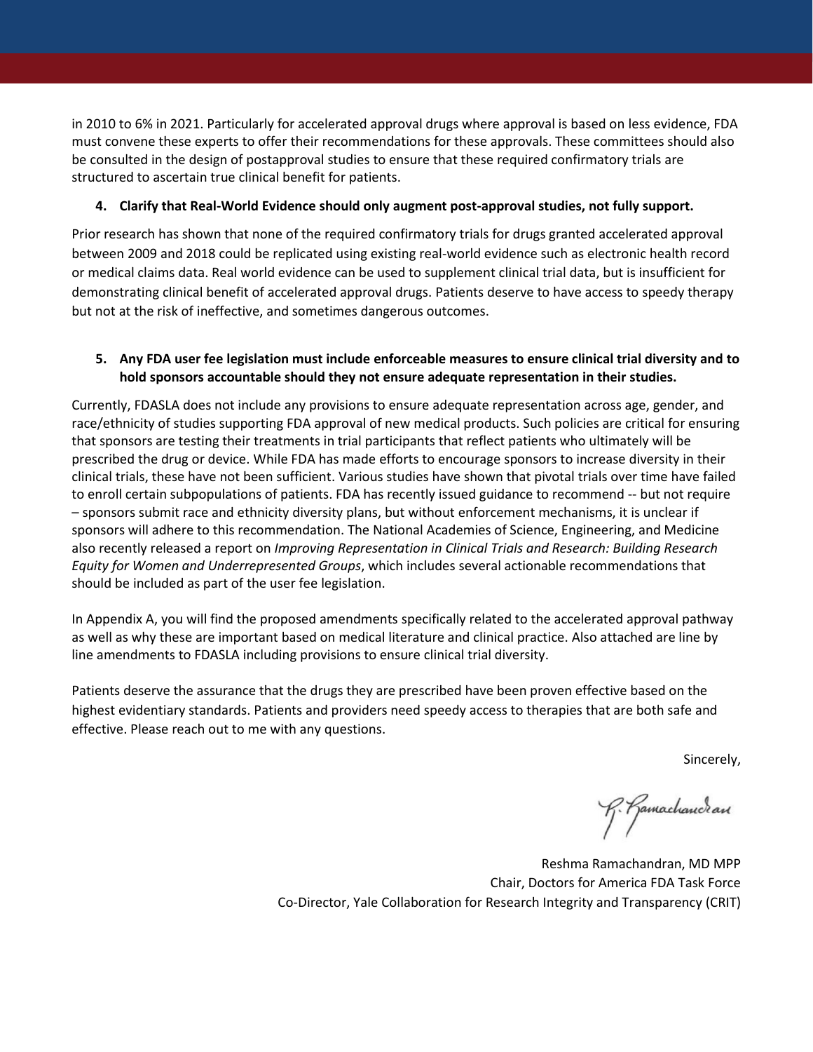in 2010 to 6% in 2021. Particularly for accelerated approval drugs where approval is based on less evidence, FDA must convene these experts to offer their recommendations for these approvals. These committees should also be consulted in the design of postapproval studies to ensure that these required confirmatory trials are structured to ascertain true clinical benefit for patients.

4. **Clarify that Real-World Evidence should only augment post-approval studies, not fully support.**

Prior research has shown that none of the required confirmatory trials for drugs granted accelerated approval between 2009 and 2018 could be replicated using existing real-world evidence such as electronic health record or medical claims data. Real world evidence can be used to supplement clinical trial data, but is insufficient for demonstrating clinical benefit of accelerated approval drugs. Patients deserve to have access to speedy therapy but not at the risk of ineffective, and sometimes dangerous outcomes.

5. **Any FDA user fee legislation must include enforceable measures to ensure clinical trial diversity and to hold sponsors accountable should they not ensure adequate representation in their studies.**

Currently, FDASLA does not include any provisions to ensure adequate representation across age, gender, and race/ethnicity of studies supporting FDA approval of new medical products. Such policies are critical for ensuring that sponsors are testing their treatments in trial participants that reflect patients who ultimately will be prescribed the drug or device. While FDA has made efforts to encourage sponsors to increase diversity in their clinical trials, these have not been sufficient. Various studies have shown that pivotal trials over time have failed to enroll certain subpopulations of patients. FDA has recently issued guidance to recommend -- but not require – sponsors submit race and ethnicity diversity plans, but without enforcement mechanisms, it is unclear if sponsors will adhere to this recommendation. The National Academies of Science, Engineering, and Medicine also recently released a report on *Improving Representation in Clinical Trials and Research: Building Research Equity for Women and Underrepresented Groups*, which includes several actionable recommendations that should be included as part of the user fee legislation.

In Appendix A, you will find the proposed amendments specifically related to the accelerated approval pathway as well as why these are important based on medical literature and clinical practice. Also attached are line by line amendments to FDASLA including provisions to ensure clinical trial diversity.

Patients deserve the assurance that the drugs they are prescribed have been proven effective based on the highest evidentiary standards. Patients and providers need speedy access to therapies that are both safe and effective. Please reach out to me with any questions.

Sincerely,

R. Ramachandran

Reshma Ramachandran, MD MPP
Chair, Doctors for America FDA Task Force
Co-Director, Yale Collaboration for Research Integrity and Transparency (CRIT)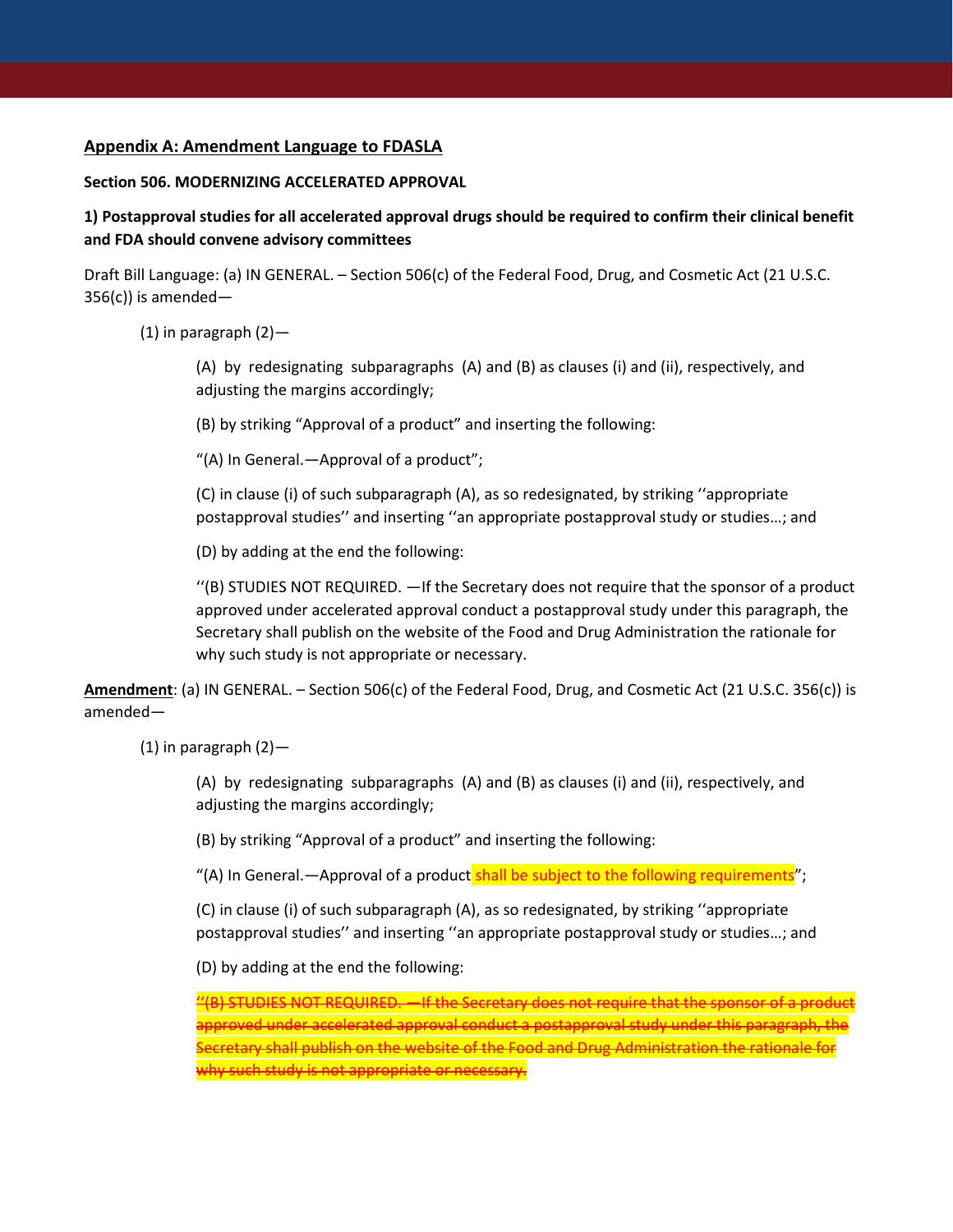**<u>Appendix A: Amendment Language to FDASLA</u>**

**Section 506. MODERNIZING ACCELERATED APPROVAL**

**1) Postapproval studies for all accelerated approval drugs should be required to confirm their clinical benefit and FDA should convene advisory committees**

Draft Bill Language: (a) IN GENERAL. – Section 506(c) of the Federal Food, Drug, and Cosmetic Act (21 U.S.C. 356(c)) is amended—

(1) in paragraph (2)—

(A) by redesignating subparagraphs (A) and (B) as clauses (i) and (ii), respectively, and adjusting the margins accordingly;

(B) by striking "Approval of a product" and inserting the following:

"(A) In General.—Approval of a product";

(C) in clause (i) of such subparagraph (A), as so redesignated, by striking ''appropriate postapproval studies'' and inserting ''an appropriate postapproval study or studies…; and

(D) by adding at the end the following:

''(B) STUDIES NOT REQUIRED. —If the Secretary does not require that the sponsor of a product approved under accelerated approval conduct a postapproval study under this paragraph, the Secretary shall publish on the website of the Food and Drug Administration the rationale for why such study is not appropriate or necessary.

**<u>Amendment</u>**: (a) IN GENERAL. – Section 506(c) of the Federal Food, Drug, and Cosmetic Act (21 U.S.C. 356(c)) is amended—

(1) in paragraph (2)—

(A) by redesignating subparagraphs (A) and (B) as clauses (i) and (ii), respectively, and adjusting the margins accordingly;

(B) by striking "Approval of a product" and inserting the following:

"(A) In General.—Approval of a product shall be subject to the following requirements";

(C) in clause (i) of such subparagraph (A), as so redesignated, by striking ''appropriate postapproval studies'' and inserting ''an appropriate postapproval study or studies…; and

(D) by adding at the end the following:

~~''(B) STUDIES NOT REQUIRED. —If the Secretary does not require that the sponsor of a product approved under accelerated approval conduct a postapproval study under this paragraph, the Secretary shall publish on the website of the Food and Drug Administration the rationale for why such study is not appropriate or necessary.~~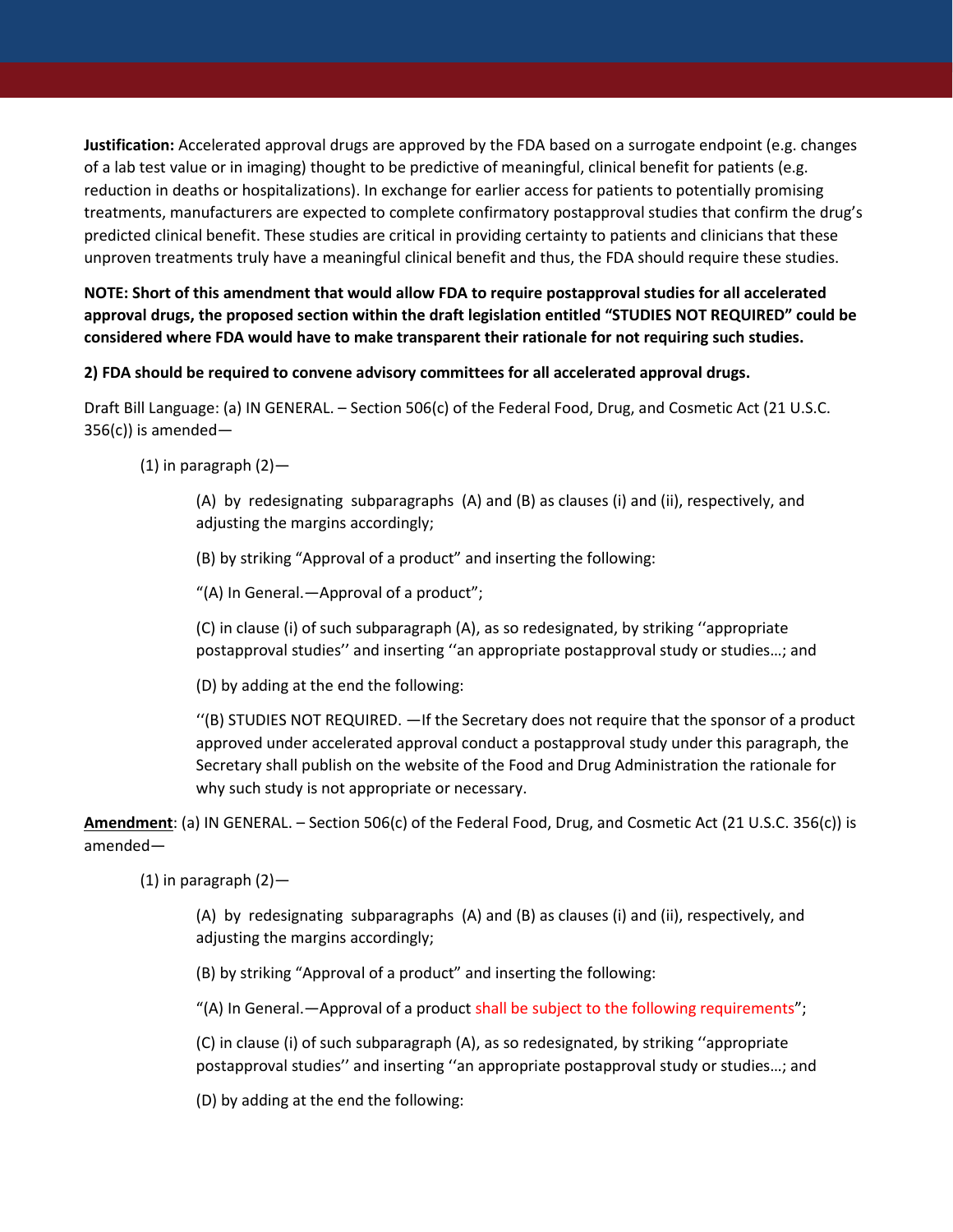**Justification:** Accelerated approval drugs are approved by the FDA based on a surrogate endpoint (e.g. changes of a lab test value or in imaging) thought to be predictive of meaningful, clinical benefit for patients (e.g. reduction in deaths or hospitalizations). In exchange for earlier access for patients to potentially promising treatments, manufacturers are expected to complete confirmatory postapproval studies that confirm the drug's predicted clinical benefit. These studies are critical in providing certainty to patients and clinicians that these unproven treatments truly have a meaningful clinical benefit and thus, the FDA should require these studies.

**NOTE: Short of this amendment that would allow FDA to require postapproval studies for all accelerated approval drugs, the proposed section within the draft legislation entitled "STUDIES NOT REQUIRED" could be considered where FDA would have to make transparent their rationale for not requiring such studies.**

**2) FDA should be required to convene advisory committees for all accelerated approval drugs.**

Draft Bill Language: (a) IN GENERAL. – Section 506(c) of the Federal Food, Drug, and Cosmetic Act (21 U.S.C. 356(c)) is amended—

(1) in paragraph (2)—

(A) by redesignating subparagraphs (A) and (B) as clauses (i) and (ii), respectively, and adjusting the margins accordingly;

(B) by striking "Approval of a product" and inserting the following:

"(A) In General.—Approval of a product";

(C) in clause (i) of such subparagraph (A), as so redesignated, by striking ''appropriate postapproval studies'' and inserting ''an appropriate postapproval study or studies…; and

(D) by adding at the end the following:

''(B) STUDIES NOT REQUIRED. —If the Secretary does not require that the sponsor of a product approved under accelerated approval conduct a postapproval study under this paragraph, the Secretary shall publish on the website of the Food and Drug Administration the rationale for why such study is not appropriate or necessary.

**Amendment**: (a) IN GENERAL. – Section 506(c) of the Federal Food, Drug, and Cosmetic Act (21 U.S.C. 356(c)) is amended—

(1) in paragraph (2)—

(A) by redesignating subparagraphs (A) and (B) as clauses (i) and (ii), respectively, and adjusting the margins accordingly;

(B) by striking "Approval of a product" and inserting the following:

"(A) In General.—Approval of a product shall be subject to the following requirements";

(C) in clause (i) of such subparagraph (A), as so redesignated, by striking ''appropriate postapproval studies'' and inserting ''an appropriate postapproval study or studies…; and

(D) by adding at the end the following: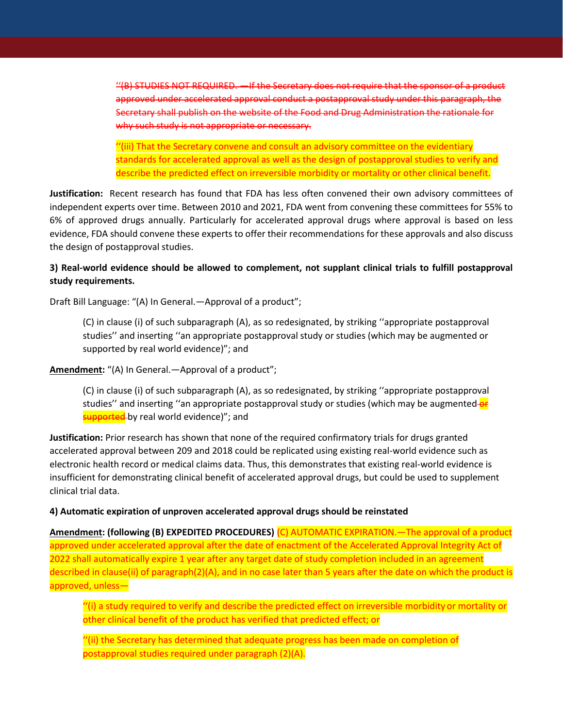~~''(B) STUDIES NOT REQUIRED. —If the Secretary does not require that the sponsor of a product approved under accelerated approval conduct a postapproval study under this paragraph, the Secretary shall publish on the website of the Food and Drug Administration the rationale for why such study is not appropriate or necessary.~~

''(iii) That the Secretary convene and consult an advisory committee on the evidentiary standards for accelerated approval as well as the design of postapproval studies to verify and describe the predicted effect on irreversible morbidity or mortality or other clinical benefit.

**Justification:** Recent research has found that FDA has less often convened their own advisory committees of independent experts over time. Between 2010 and 2021, FDA went from convening these committees for 55% to 6% of approved drugs annually. Particularly for accelerated approval drugs where approval is based on less evidence, FDA should convene these experts to offer their recommendations for these approvals and also discuss the design of postapproval studies.

**3) Real-world evidence should be allowed to complement, not supplant clinical trials to fulfill postapproval study requirements.**

Draft Bill Language: "(A) In General.—Approval of a product";

> (C) in clause (i) of such subparagraph (A), as so redesignated, by striking ''appropriate postapproval studies'' and inserting ''an appropriate postapproval study or studies (which may be augmented or supported by real world evidence)"; and

**Amendment:** "(A) In General.—Approval of a product";

> (C) in clause (i) of such subparagraph (A), as so redesignated, by striking ''appropriate postapproval studies'' and inserting ''an appropriate postapproval study or studies (which may be augmented ~~or supported~~ by real world evidence)"; and

**Justification:** Prior research has shown that none of the required confirmatory trials for drugs granted accelerated approval between 209 and 2018 could be replicated using existing real-world evidence such as electronic health record or medical claims data. Thus, this demonstrates that existing real-world evidence is insufficient for demonstrating clinical benefit of accelerated approval drugs, but could be used to supplement clinical trial data.

**4) Automatic expiration of unproven accelerated approval drugs should be reinstated**

**Amendment: (following (B) EXPEDITED PROCEDURES)** (C) AUTOMATIC EXPIRATION.—The approval of a product approved under accelerated approval after the date of enactment of the Accelerated Approval Integrity Act of 2022 shall automatically expire 1 year after any target date of study completion included in an agreement described in clause(ii) of paragraph(2)(A), and in no case later than 5 years after the date on which the product is approved, unless—

> ''(i) a study required to verify and describe the predicted effect on irreversible morbidity or mortality or other clinical benefit of the product has verified that predicted effect; or
>
> ''(ii) the Secretary has determined that adequate progress has been made on completion of postapproval studies required under paragraph (2)(A).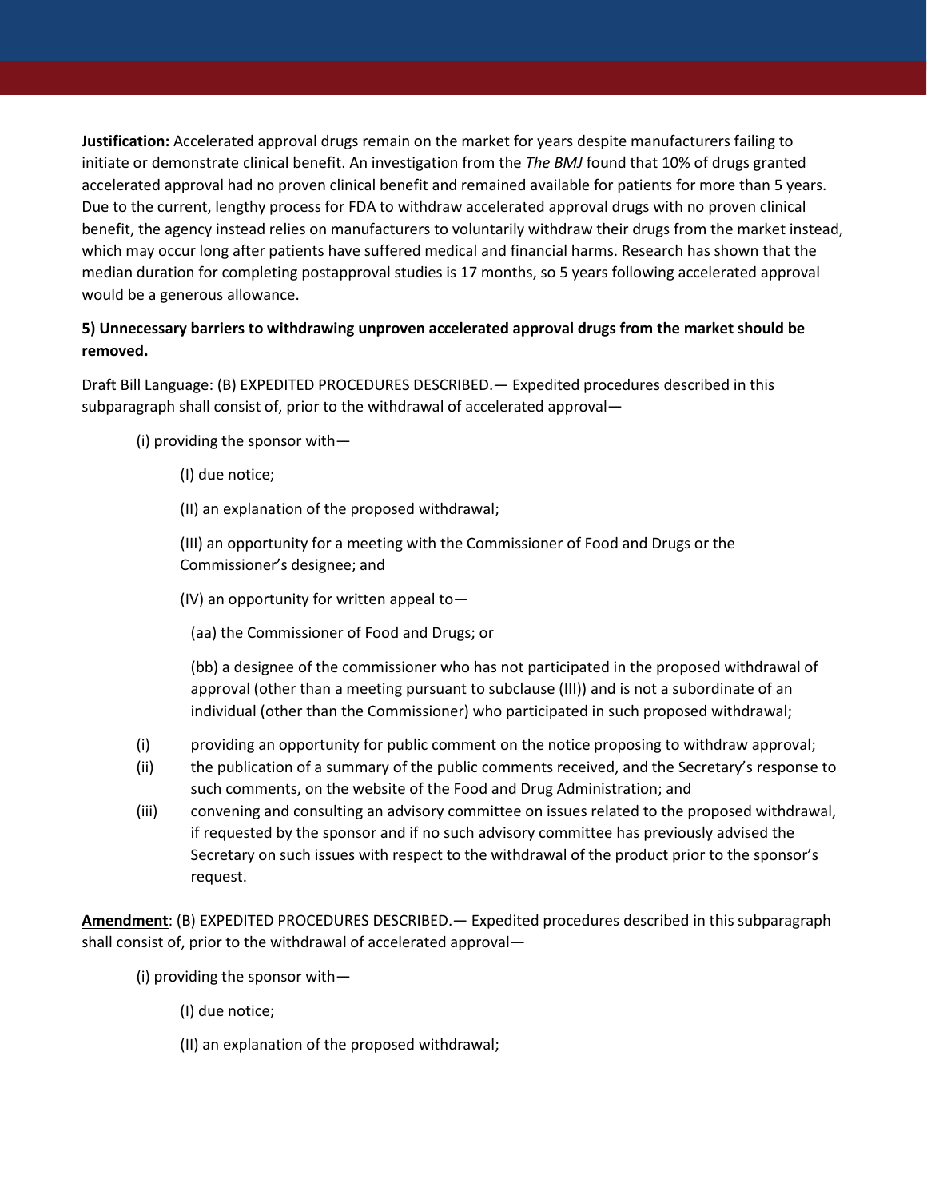**Justification:** Accelerated approval drugs remain on the market for years despite manufacturers failing to initiate or demonstrate clinical benefit. An investigation from the *The BMJ* found that 10% of drugs granted accelerated approval had no proven clinical benefit and remained available for patients for more than 5 years. Due to the current, lengthy process for FDA to withdraw accelerated approval drugs with no proven clinical benefit, the agency instead relies on manufacturers to voluntarily withdraw their drugs from the market instead, which may occur long after patients have suffered medical and financial harms. Research has shown that the median duration for completing postapproval studies is 17 months, so 5 years following accelerated approval would be a generous allowance.

**5) Unnecessary barriers to withdrawing unproven accelerated approval drugs from the market should be removed.**

Draft Bill Language: (B) EXPEDITED PROCEDURES DESCRIBED.— Expedited procedures described in this subparagraph shall consist of, prior to the withdrawal of accelerated approval—

(i) providing the sponsor with—

(I) due notice;

(II) an explanation of the proposed withdrawal;

(III) an opportunity for a meeting with the Commissioner of Food and Drugs or the Commissioner's designee; and

(IV) an opportunity for written appeal to—

(aa) the Commissioner of Food and Drugs; or

(bb) a designee of the commissioner who has not participated in the proposed withdrawal of approval (other than a meeting pursuant to subclause (III)) and is not a subordinate of an individual (other than the Commissioner) who participated in such proposed withdrawal;

(i) providing an opportunity for public comment on the notice proposing to withdraw approval;

(ii) the publication of a summary of the public comments received, and the Secretary's response to such comments, on the website of the Food and Drug Administration; and

(iii) convening and consulting an advisory committee on issues related to the proposed withdrawal, if requested by the sponsor and if no such advisory committee has previously advised the Secretary on such issues with respect to the withdrawal of the product prior to the sponsor's request.

**Amendment**: (B) EXPEDITED PROCEDURES DESCRIBED.— Expedited procedures described in this subparagraph shall consist of, prior to the withdrawal of accelerated approval—

(i) providing the sponsor with—

(I) due notice;

(II) an explanation of the proposed withdrawal;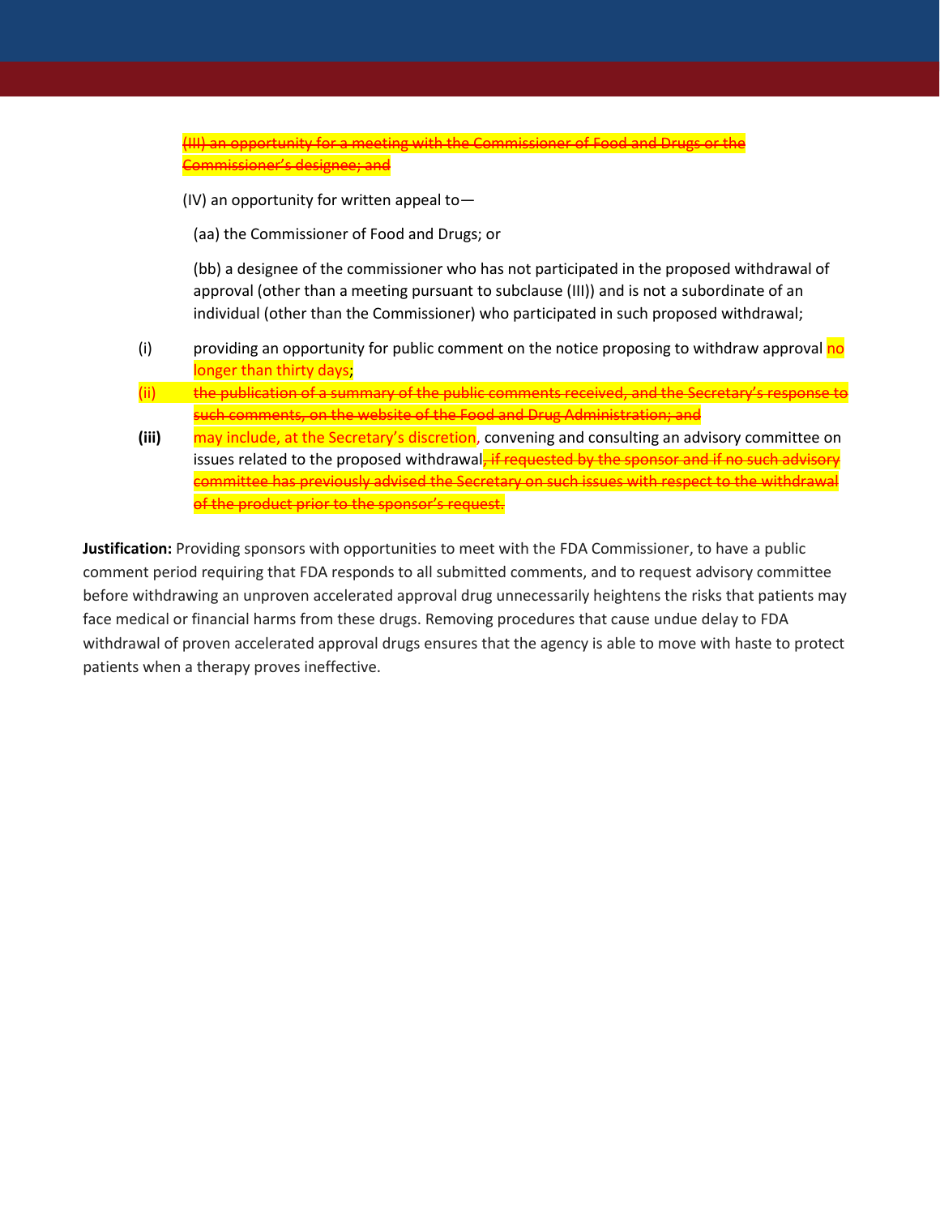~~(III) an opportunity for a meeting with the Commissioner of Food and Drugs or the Commissioner's designee; and~~

(IV) an opportunity for written appeal to—

(aa) the Commissioner of Food and Drugs; or

(bb) a designee of the commissioner who has not participated in the proposed withdrawal of approval (other than a meeting pursuant to subclause (III)) and is not a subordinate of an individual (other than the Commissioner) who participated in such proposed withdrawal;

(i) providing an opportunity for public comment on the notice proposing to withdraw approval no longer than thirty days;

~~(ii) the publication of a summary of the public comments received, and the Secretary's response to such comments, on the website of the Food and Drug Administration; and~~

**(iii)** may include, at the Secretary's discretion, convening and consulting an advisory committee on issues related to the proposed withdrawal~~, if requested by the sponsor and if no such advisory committee has previously advised the Secretary on such issues with respect to the withdrawal of the product prior to the sponsor's request.~~

**Justification:** Providing sponsors with opportunities to meet with the FDA Commissioner, to have a public comment period requiring that FDA responds to all submitted comments, and to request advisory committee before withdrawing an unproven accelerated approval drug unnecessarily heightens the risks that patients may face medical or financial harms from these drugs. Removing procedures that cause undue delay to FDA withdrawal of proven accelerated approval drugs ensures that the agency is able to move with haste to protect patients when a therapy proves ineffective.